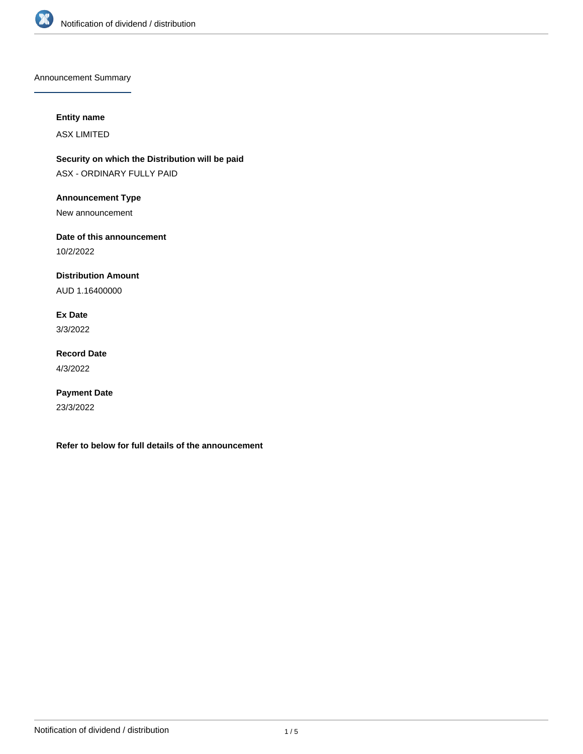## Announcement Summary

**Entity name**

ASX LIMITED

**Security on which the Distribution will be paid**

ASX - ORDINARY FULLY PAID

**Announcement Type**

New announcement

**Date of this announcement**

10/2/2022

**Distribution Amount**

AUD 1.16400000

**Ex Date**

3/3/2022

**Record Date**

4/3/2022

**Payment Date**

23/3/2022

**Refer to below for full details of the announcement**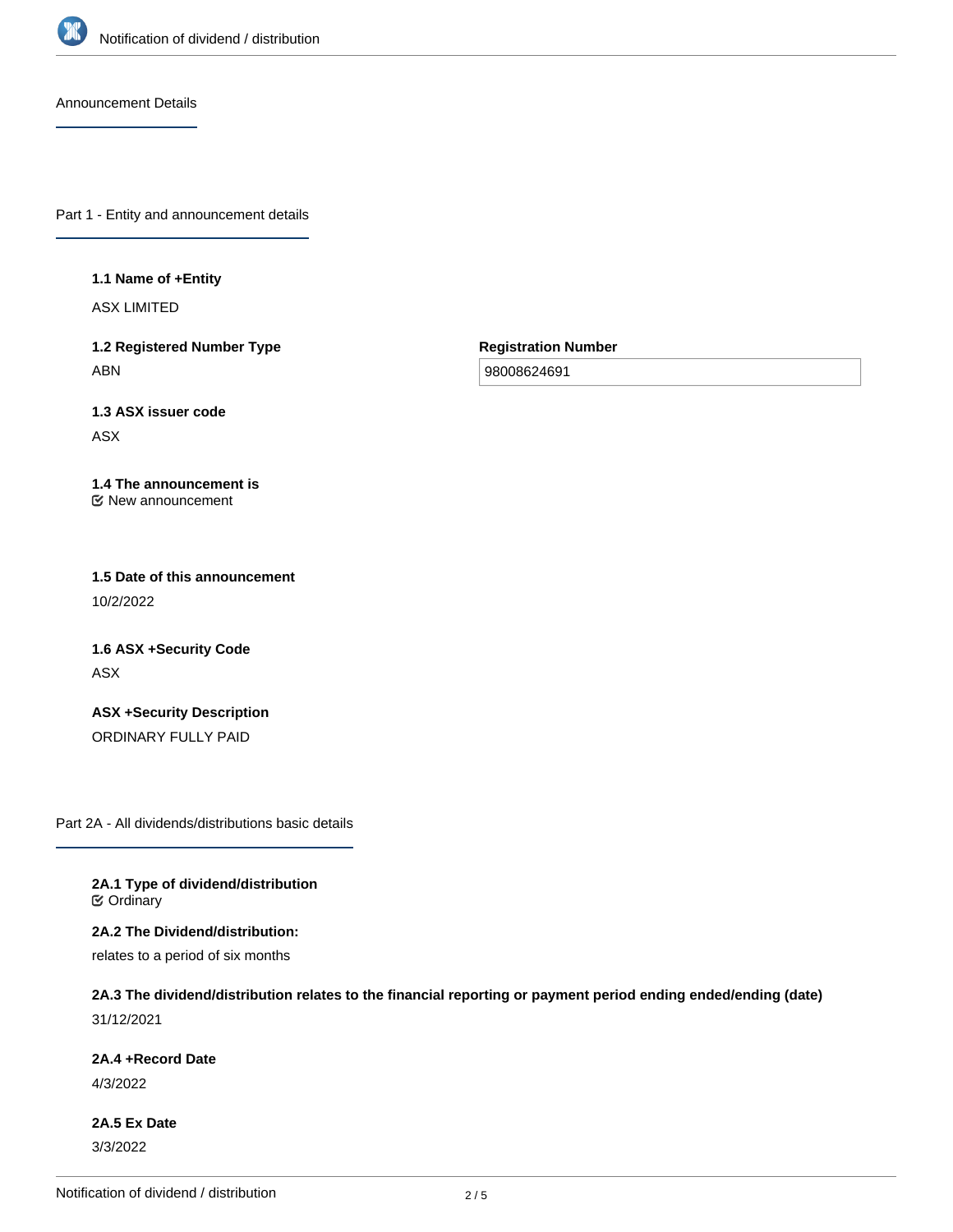## Announcement Details

### Part 1 - Entity and announcement details

**1.1 Name of +Entity**

ASX LIMITED

**1.2 Registered Number Type**

ABN

**Registration Number**

98008624691

**1.3 ASX issuer code**

ASX

**1.4 The announcement is**

New announcement

**1.5 Date of this announcement**

10/2/2022

**1.6 ASX +Security Code**

ASX

**ASX +Security Description**

ORDINARY FULLY PAID

### Part 2A - All dividends/distributions basic details

**2A.1 Type of dividend/distribution**

Ordinary

**2A.2 The Dividend/distribution:**

relates to a period of six months

**2A.3 The dividend/distribution relates to the financial reporting or payment period ending ended/ending (date)**

31/12/2021

**2A.4 +Record Date**

4/3/2022

**2A.5 Ex Date**

3/3/2022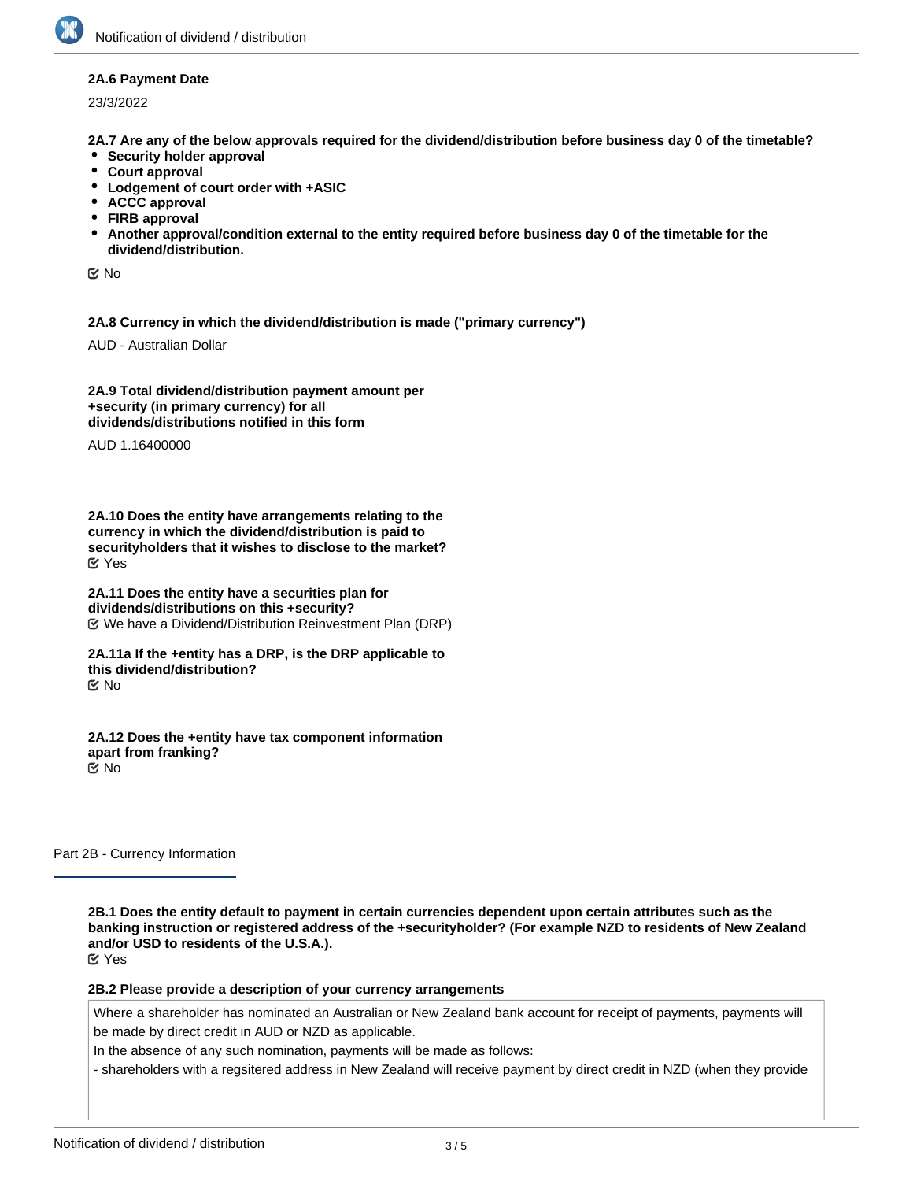**2A.6 Payment Date**

23/3/2022

**2A.7 Are any of the below approvals required for the dividend/distribution before business day 0 of the timetable?**

- **Security holder approval**
- **Court approval**
- **Lodgement of court order with +ASIC**
- **ACCC approval**
- **FIRB approval**
- **Another approval/condition external to the entity required before business day 0 of the timetable for the dividend/distribution.**

☑ No

**2A.8 Currency in which the dividend/distribution is made ("primary currency")**

AUD - Australian Dollar

**2A.9 Total dividend/distribution payment amount per +security (in primary currency) for all dividends/distributions notified in this form**

AUD 1.16400000

**2A.10 Does the entity have arrangements relating to the currency in which the dividend/distribution is paid to securityholders that it wishes to disclose to the market?**

☑ Yes

**2A.11 Does the entity have a securities plan for dividends/distributions on this +security?**

☑ We have a Dividend/Distribution Reinvestment Plan (DRP)

**2A.11a If the +entity has a DRP, is the DRP applicable to this dividend/distribution?**

☑ No

**2A.12 Does the +entity have tax component information apart from franking?**

☑ No

## Part 2B - Currency Information

**2B.1 Does the entity default to payment in certain currencies dependent upon certain attributes such as the banking instruction or registered address of the +securityholder? (For example NZD to residents of New Zealand and/or USD to residents of the U.S.A.).**

☑ Yes

**2B.2 Please provide a description of your currency arrangements**

Where a shareholder has nominated an Australian or New Zealand bank account for receipt of payments, payments will be made by direct credit in AUD or NZD as applicable.

In the absence of any such nomination, payments will be made as follows:

- shareholders with a regsitered address in New Zealand will receive payment by direct credit in NZD (when they provide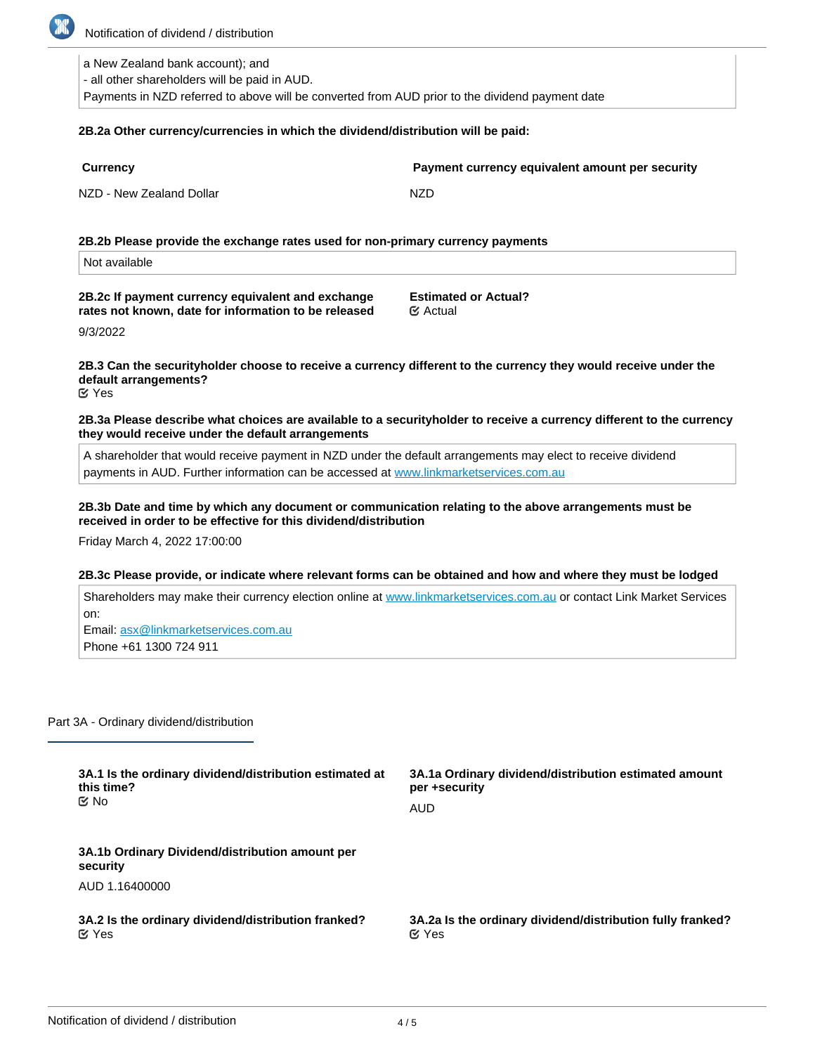a New Zealand bank account); and
- all other shareholders will be paid in AUD.
Payments in NZD referred to above will be converted from AUD prior to the dividend payment date

**2B.2a Other currency/currencies in which the dividend/distribution will be paid:**

| Currency | Payment currency equivalent amount per security |
|---|---|
| NZD - New Zealand Dollar | NZD |

**2B.2b Please provide the exchange rates used for non-primary currency payments**

Not available

**2B.2c If payment currency equivalent and exchange rates not known, date for information to be released**

9/3/2022

**Estimated or Actual?**

☑ Actual

**2B.3 Can the securityholder choose to receive a currency different to the currency they would receive under the default arrangements?**

☑ Yes

**2B.3a Please describe what choices are available to a securityholder to receive a currency different to the currency they would receive under the default arrangements**

A shareholder that would receive payment in NZD under the default arrangements may elect to receive dividend payments in AUD. Further information can be accessed at www.linkmarketservices.com.au

**2B.3b Date and time by which any document or communication relating to the above arrangements must be received in order to be effective for this dividend/distribution**

Friday March 4, 2022 17:00:00

**2B.3c Please provide, or indicate where relevant forms can be obtained and how and where they must be lodged**

Shareholders may make their currency election online at www.linkmarketservices.com.au or contact Link Market Services on:
Email: asx@linkmarketservices.com.au
Phone +61 1300 724 911

## Part 3A - Ordinary dividend/distribution

**3A.1 Is the ordinary dividend/distribution estimated at this time?**

☑ No

**3A.1a Ordinary dividend/distribution estimated amount per +security**

AUD

**3A.1b Ordinary Dividend/distribution amount per security**

AUD 1.16400000

**3A.2 Is the ordinary dividend/distribution franked?**

☑ Yes

**3A.2a Is the ordinary dividend/distribution fully franked?**

☑ Yes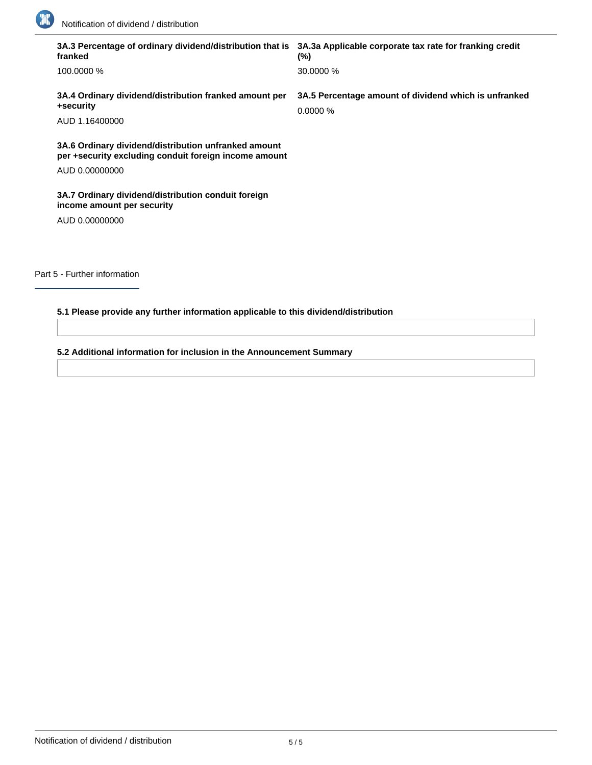**3A.3 Percentage of ordinary dividend/distribution that is franked**

100.0000 %

**3A.3a Applicable corporate tax rate for franking credit (%)**

30.0000 %

**3A.4 Ordinary dividend/distribution franked amount per +security**

AUD 1.16400000

**3A.5 Percentage amount of dividend which is unfranked**

0.0000 %

**3A.6 Ordinary dividend/distribution unfranked amount per +security excluding conduit foreign income amount**

AUD 0.00000000

**3A.7 Ordinary dividend/distribution conduit foreign income amount per security**

AUD 0.00000000

## Part 5 - Further information

**5.1 Please provide any further information applicable to this dividend/distribution**

**5.2 Additional information for inclusion in the Announcement Summary**